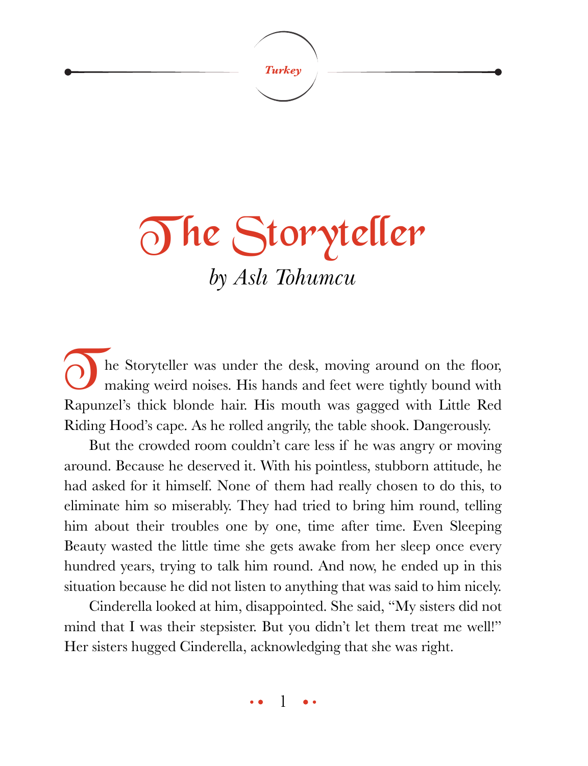Turkey

# The Storyteller

*by Aslı Tohumcu*

The Storyteller was under the desk, moving around on the floor, making weird noises. His hands and feet were tightly bound with Rapunzel's thick blonde hair. His mouth was gagged with Little Red Riding Hood's cape. As he rolled angrily, the table shook. Dangerously.

But the crowded room couldn't care less if he was angry or moving around. Because he deserved it. With his pointless, stubborn attitude, he had asked for it himself. None of them had really chosen to do this, to eliminate him so miserably. They had tried to bring him round, telling him about their troubles one by one, time after time. Even Sleeping Beauty wasted the little time she gets awake from her sleep once every hundred years, trying to talk him round. And now, he ended up in this situation because he did not listen to anything that was said to him nicely.

Cinderella looked at him, disappointed. She said, "My sisters did not mind that I was their stepsister. But you didn't let them treat me well!" Her sisters hugged Cinderella, acknowledging that she was right.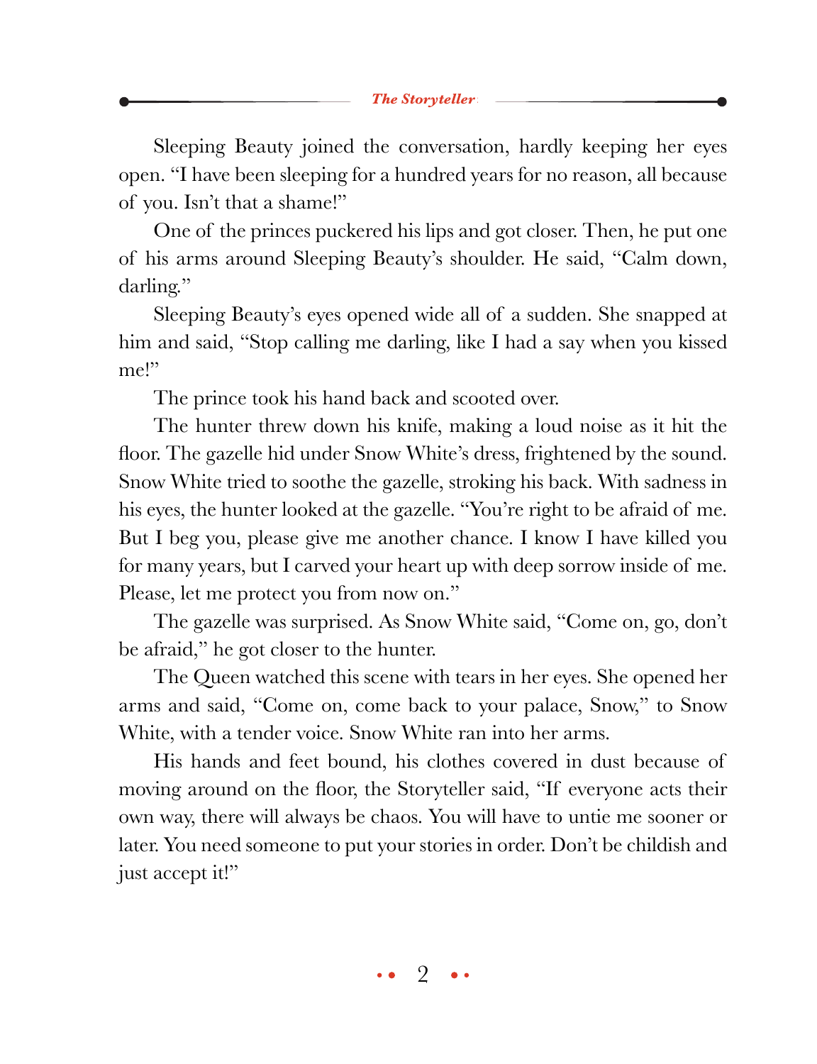Sleeping Beauty joined the conversation, hardly keeping her eyes open. "I have been sleeping for a hundred years for no reason, all because of you. Isn't that a shame!"

One of the princes puckered his lips and got closer. Then, he put one of his arms around Sleeping Beauty's shoulder. He said, "Calm down, darling."

Sleeping Beauty's eyes opened wide all of a sudden. She snapped at him and said, "Stop calling me darling, like I had a say when you kissed me!"

The prince took his hand back and scooted over.

The hunter threw down his knife, making a loud noise as it hit the floor. The gazelle hid under Snow White's dress, frightened by the sound. Snow White tried to soothe the gazelle, stroking his back. With sadness in his eyes, the hunter looked at the gazelle. "You're right to be afraid of me. But I beg you, please give me another chance. I know I have killed you for many years, but I carved your heart up with deep sorrow inside of me. Please, let me protect you from now on."

The gazelle was surprised. As Snow White said, "Come on, go, don't be afraid," he got closer to the hunter.

The Queen watched this scene with tears in her eyes. She opened her arms and said, "Come on, come back to your palace, Snow," to Snow White, with a tender voice. Snow White ran into her arms.

His hands and feet bound, his clothes covered in dust because of moving around on the floor, the Storyteller said, "If everyone acts their own way, there will always be chaos. You will have to untie me sooner or later. You need someone to put your stories in order. Don't be childish and just accept it!"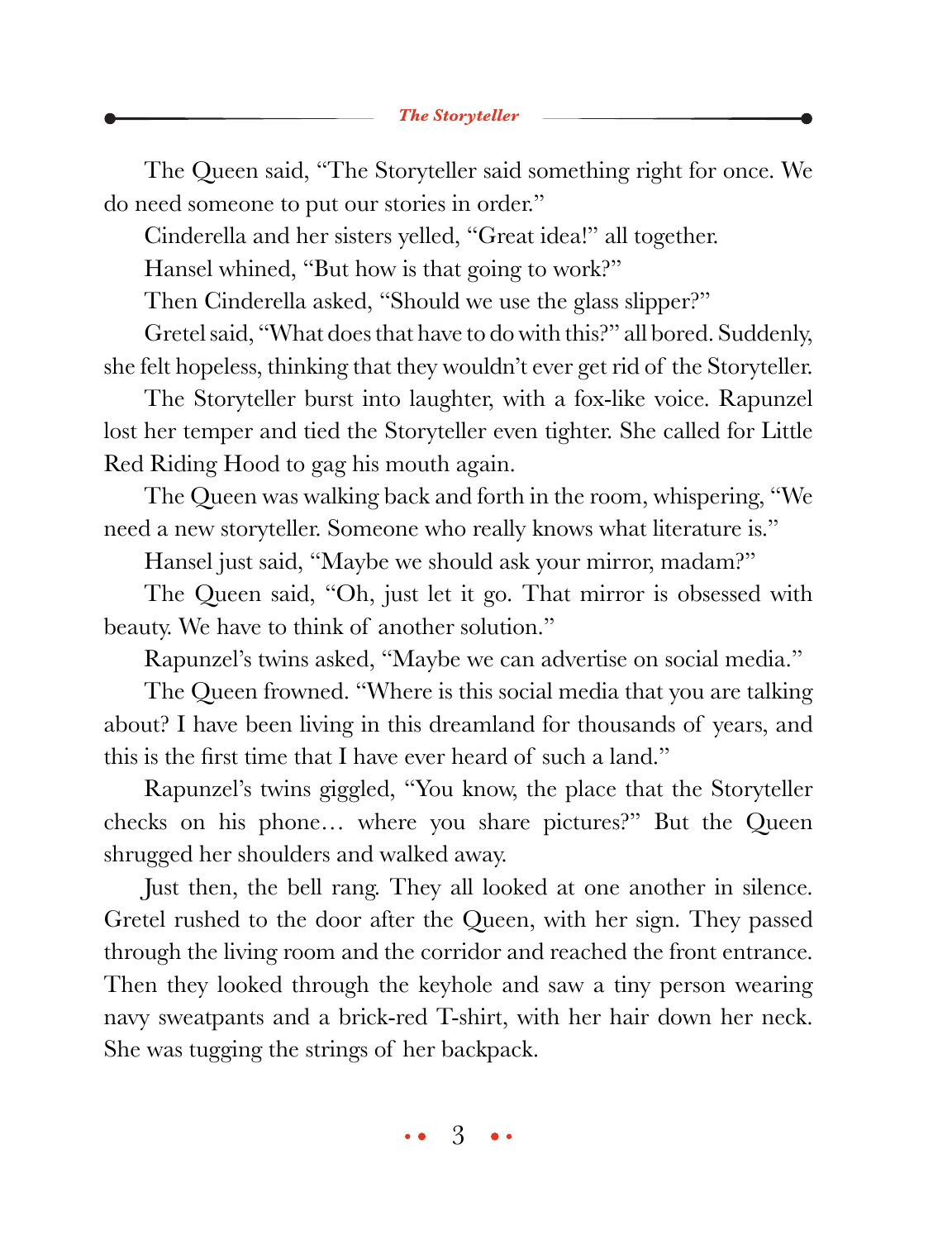The Queen said, "The Storyteller said something right for once. We do need someone to put our stories in order."

Cinderella and her sisters yelled, "Great idea!" all together.

Hansel whined, "But how is that going to work?"

Then Cinderella asked, "Should we use the glass slipper?"

Gretel said, "What does that have to do with this?" all bored. Suddenly, she felt hopeless, thinking that they wouldn't ever get rid of the Storyteller.

The Storyteller burst into laughter, with a fox-like voice. Rapunzel lost her temper and tied the Storyteller even tighter. She called for Little Red Riding Hood to gag his mouth again.

The Queen was walking back and forth in the room, whispering, "We need a new storyteller. Someone who really knows what literature is."

Hansel just said, "Maybe we should ask your mirror, madam?"

The Queen said, "Oh, just let it go. That mirror is obsessed with beauty. We have to think of another solution."

Rapunzel's twins asked, "Maybe we can advertise on social media."

The Queen frowned. "Where is this social media that you are talking about? I have been living in this dreamland for thousands of years, and this is the first time that I have ever heard of such a land."

Rapunzel's twins giggled, "You know, the place that the Storyteller checks on his phone… where you share pictures?" But the Queen shrugged her shoulders and walked away.

Just then, the bell rang. They all looked at one another in silence. Gretel rushed to the door after the Queen, with her sign. They passed through the living room and the corridor and reached the front entrance. Then they looked through the keyhole and saw a tiny person wearing navy sweatpants and a brick-red T-shirt, with her hair down her neck. She was tugging the strings of her backpack.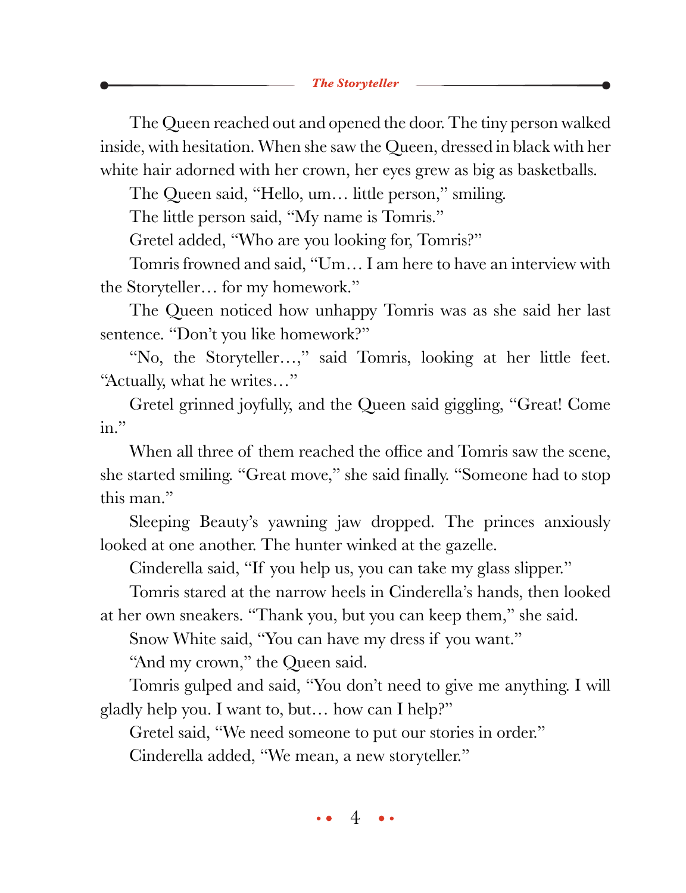The Queen reached out and opened the door. The tiny person walked inside, with hesitation. When she saw the Queen, dressed in black with her white hair adorned with her crown, her eyes grew as big as basketballs.

The Queen said, "Hello, um… little person," smiling.

The little person said, "My name is Tomris."

Gretel added, "Who are you looking for, Tomris?"

Tomris frowned and said, "Um… I am here to have an interview with the Storyteller… for my homework."

The Queen noticed how unhappy Tomris was as she said her last sentence. "Don't you like homework?"

"No, the Storyteller…," said Tomris, looking at her little feet. "Actually, what he writes…"

Gretel grinned joyfully, and the Queen said giggling, "Great! Come in."

When all three of them reached the office and Tomris saw the scene, she started smiling. "Great move," she said finally. "Someone had to stop this man."

Sleeping Beauty's yawning jaw dropped. The princes anxiously looked at one another. The hunter winked at the gazelle.

Cinderella said, "If you help us, you can take my glass slipper."

Tomris stared at the narrow heels in Cinderella's hands, then looked at her own sneakers. "Thank you, but you can keep them," she said.

Snow White said, "You can have my dress if you want."

"And my crown," the Queen said.

Tomris gulped and said, "You don't need to give me anything. I will gladly help you. I want to, but… how can I help?"

Gretel said, "We need someone to put our stories in order."

Cinderella added, "We mean, a new storyteller."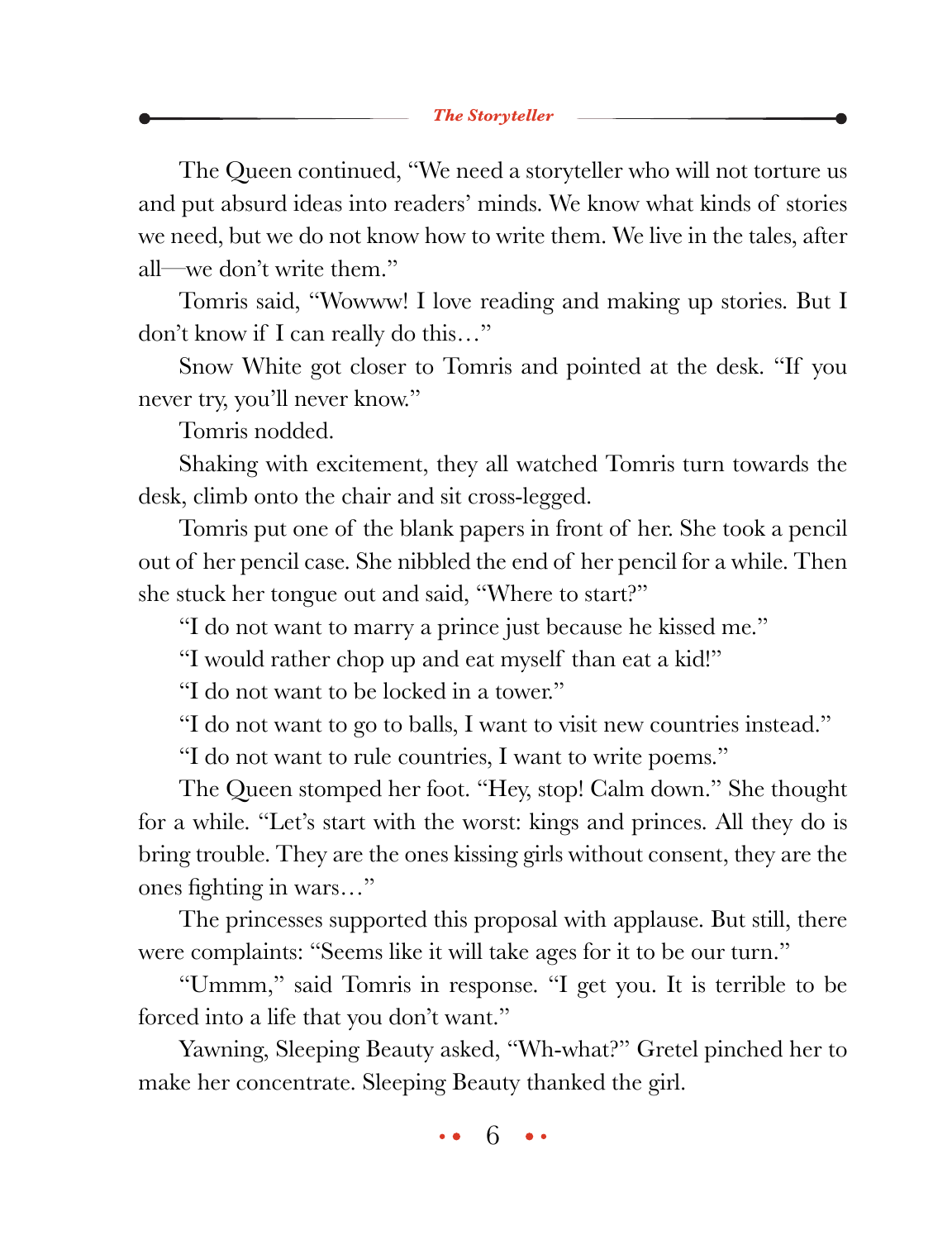The Queen continued, "We need a storyteller who will not torture us and put absurd ideas into readers' minds. We know what kinds of stories we need, but we do not know how to write them. We live in the tales, after all—we don't write them."

Tomris said, "Wowww! I love reading and making up stories. But I don't know if I can really do this…"

Snow White got closer to Tomris and pointed at the desk. "If you never try, you'll never know."

Tomris nodded.

Shaking with excitement, they all watched Tomris turn towards the desk, climb onto the chair and sit cross-legged.

Tomris put one of the blank papers in front of her. She took a pencil out of her pencil case. She nibbled the end of her pencil for a while. Then she stuck her tongue out and said, "Where to start?"

"I do not want to marry a prince just because he kissed me."

"I would rather chop up and eat myself than eat a kid!"

"I do not want to be locked in a tower."

"I do not want to go to balls, I want to visit new countries instead."

"I do not want to rule countries, I want to write poems."

The Queen stomped her foot. "Hey, stop! Calm down." She thought for a while. "Let's start with the worst: kings and princes. All they do is bring trouble. They are the ones kissing girls without consent, they are the ones fighting in wars…"

The princesses supported this proposal with applause. But still, there were complaints: "Seems like it will take ages for it to be our turn."

"Ummm," said Tomris in response. "I get you. It is terrible to be forced into a life that you don't want."

Yawning, Sleeping Beauty asked, "Wh-what?" Gretel pinched her to make her concentrate. Sleeping Beauty thanked the girl.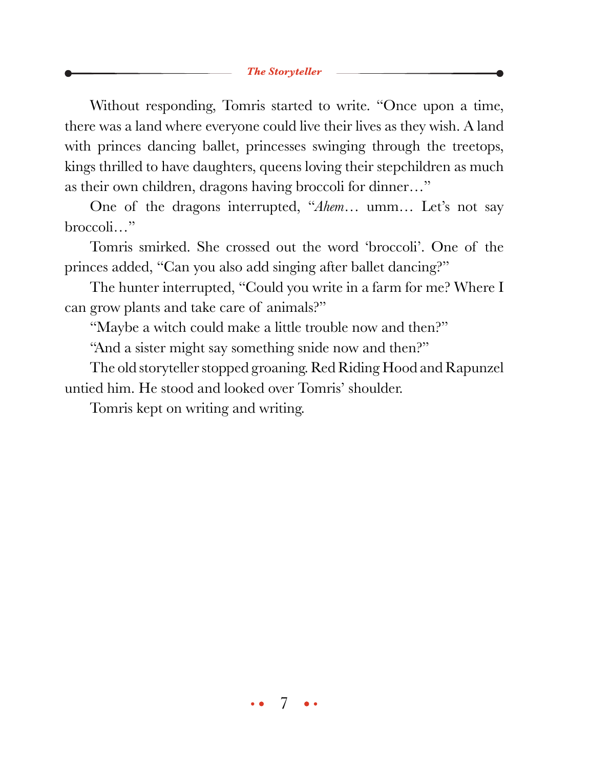Without responding, Tomris started to write. “Once upon a time, there was a land where everyone could live their lives as they wish. A land with princes dancing ballet, princesses swinging through the treetops, kings thrilled to have daughters, queens loving their stepchildren as much as their own children, dragons having broccoli for dinner…”

One of the dragons interrupted, “*Ahem*… umm… Let’s not say broccoli…”

Tomris smirked. She crossed out the word ‘broccoli’. One of the princes added, “Can you also add singing after ballet dancing?”

The hunter interrupted, “Could you write in a farm for me? Where I can grow plants and take care of animals?”

“Maybe a witch could make a little trouble now and then?”

“And a sister might say something snide now and then?”

The old storyteller stopped groaning. Red Riding Hood and Rapunzel untied him. He stood and looked over Tomris’ shoulder.

Tomris kept on writing and writing.